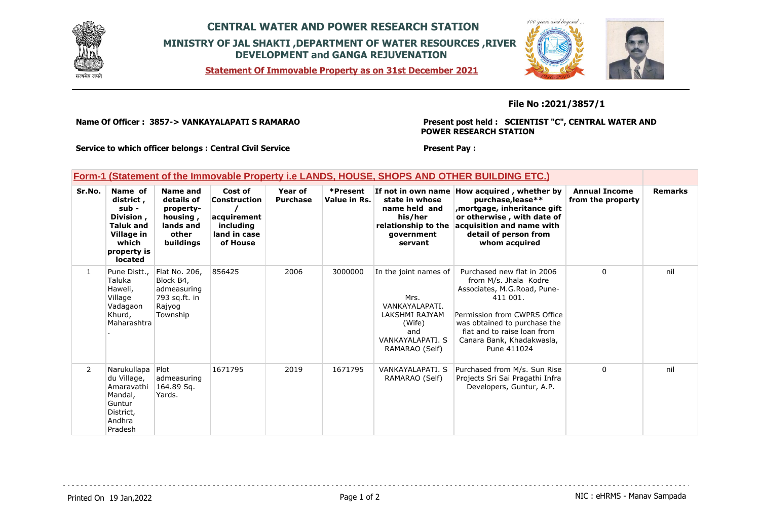# CENTRAL WATER AND POWER RESEARCH STATION

## MINISTRY OF JAL SHAKTI ,DEPARTMENT OF WATER RESOURCES ,RIVER DEVELOPMENT and GANGA REJUVENATION

**Statement Of Immovable Property as on 31st December 2021**

**File No :2021/3857/1**

**Name Of Officer : 3857-> VANKAYALAPATI S RAMARAO**

**Present post held : SCIENTIST "C", CENTRAL WATER AND POWER RESEARCH STATION**

**Service to which officer belongs : Central Civil Service**

**Present Pay :**

## Form-1 (Statement of the Immovable Property i.e LANDS, HOUSE, SHOPS AND OTHER BUILDING ETC.)

| Sr.No. | Name of district , sub - Division , Taluk and Village in which property is located | Name and details of property-housing , lands and other buildings | Cost of Construction / acquirement including land in case of House | Year of Purchase | *Present Value in Rs. | If not in own name state in whose name held and his/her relationship to the government servant | How acquired , whether by purchase,lease** ,mortgage, inheritance gift or otherwise , with date of acquisition and name with detail of person from whom acquired | Annual Income from the property | Remarks |
|---|---|---|---|---|---|---|---|---|---|
| 1 | Pune Distt., Taluka Haweli, Village Vadagaon Khurd, Maharashtra . | Flat No. 206, Block B4, admeasuring 793 sq.ft. in Rajyog Township | 856425 | 2006 | 3000000 | In the joint names of Mrs. VANKAYALAPATI. LAKSHMI RAJYAM (Wife) and VANKAYALAPATI. S RAMARAO (Self) | Purchased new flat in 2006 from M/s. Jhala Kodre Associates, M.G.Road, Pune-411 001. Permission from CWPRS Office was obtained to purchase the flat and to raise loan from Canara Bank, Khadakwasla, Pune 411024 | 0 | nil |
| 2 | Narukullapadu Village, Amaravathi Mandal, Guntur District, Andhra Pradesh | Plot admeasuring 164.89 Sq. Yards. | 1671795 | 2019 | 1671795 | VANKAYALAPATI. S RAMARAO (Self) | Purchased from M/s. Sun Rise Projects Sri Sai Pragathi Infra Developers, Guntur, A.P. | 0 | nil |

Printed On 19 Jan,2022

NIC : eHRMS - Manav Sampada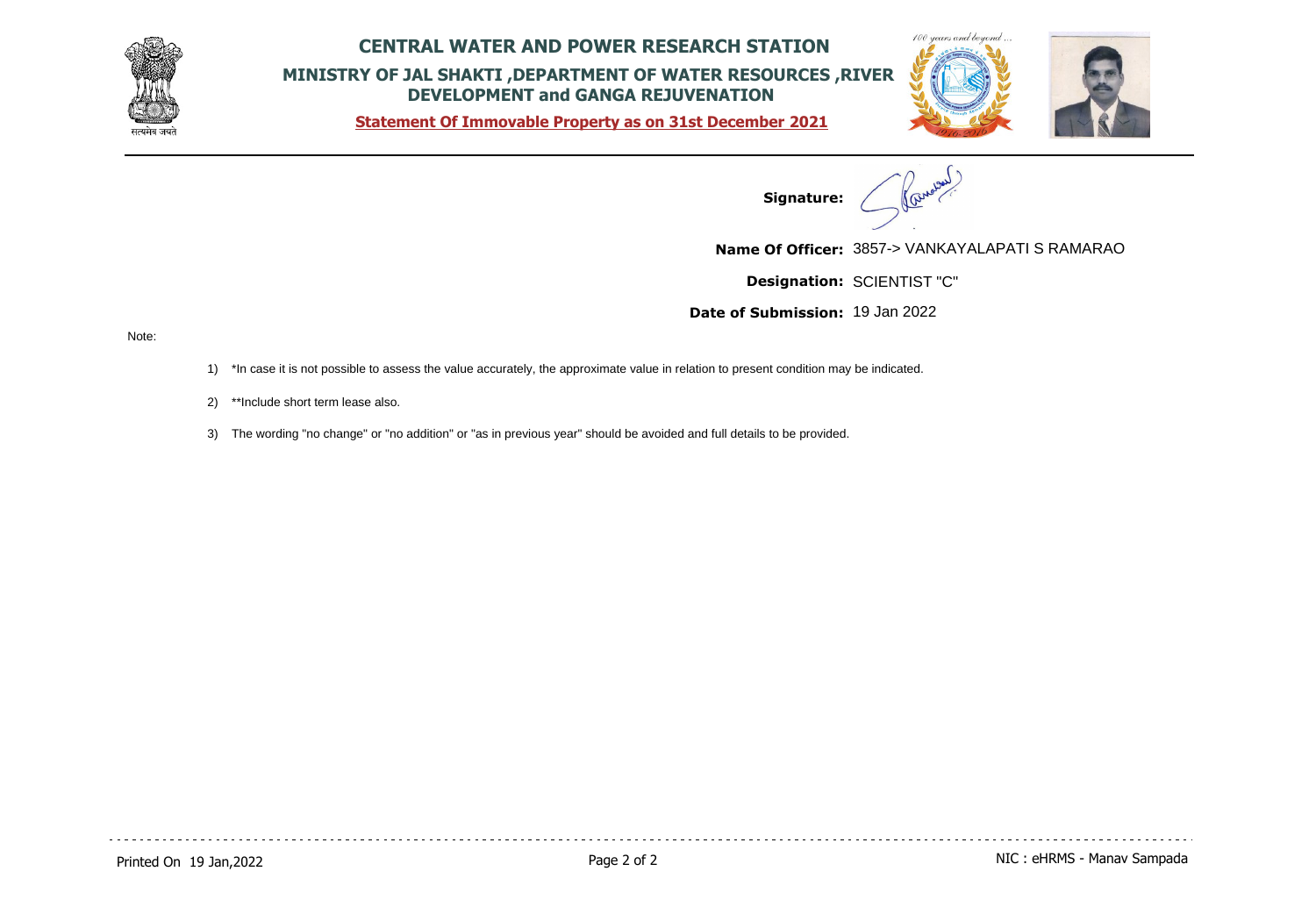# CENTRAL WATER AND POWER RESEARCH STATION

## MINISTRY OF JAL SHAKTI ,DEPARTMENT OF WATER RESOURCES ,RIVER DEVELOPMENT and GANGA REJUVENATION

**Statement Of Immovable Property as on 31st December 2021**

**Signature:**

**Name Of Officer:** 3857-> VANKAYALAPATI S RAMARAO

**Designation:** SCIENTIST "C"

**Date of Submission:** 19 Jan 2022

Note:

1) *In case it is not possible to assess the value accurately, the approximate value in relation to present condition may be indicated.

2) **Include short term lease also.

3) The wording "no change" or "no addition" or "as in previous year" should be avoided and full details to be provided.

Printed On 19 Jan,2022

NIC : eHRMS - Manav Sampada